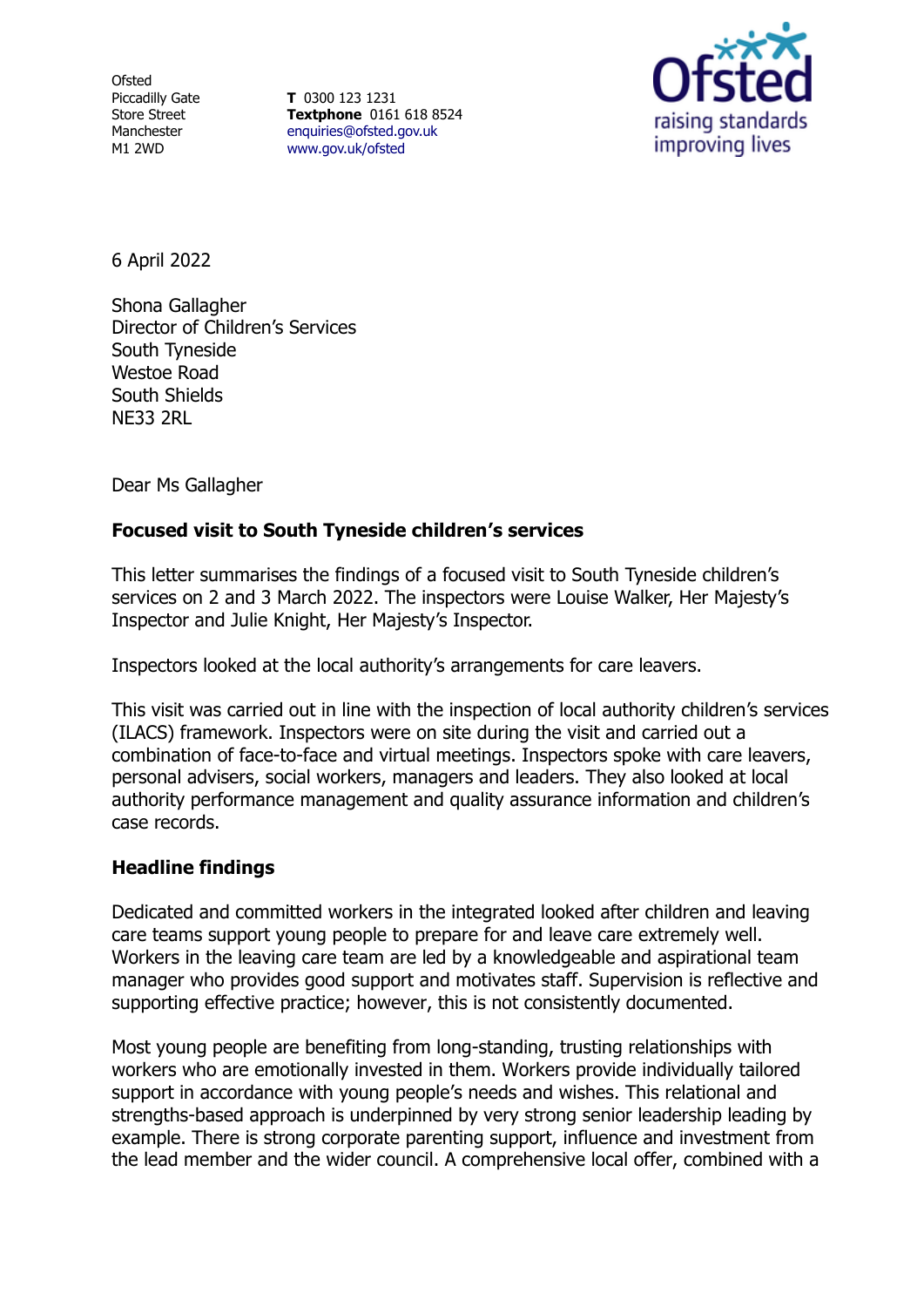Ofsted
Piccadilly Gate
Store Street
Manchester
M1 2WD

**T** 0300 123 1231
**Textphone** 0161 618 8524
enquiries@ofsted.gov.uk
www.gov.uk/ofsted

6 April 2022

Shona Gallagher
Director of Children's Services
South Tyneside
Westoe Road
South Shields
NE33 2RL

Dear Ms Gallagher

**Focused visit to South Tyneside children's services**

This letter summarises the findings of a focused visit to South Tyneside children's services on 2 and 3 March 2022. The inspectors were Louise Walker, Her Majesty's Inspector and Julie Knight, Her Majesty's Inspector.

Inspectors looked at the local authority's arrangements for care leavers.

This visit was carried out in line with the inspection of local authority children's services (ILACS) framework. Inspectors were on site during the visit and carried out a combination of face-to-face and virtual meetings. Inspectors spoke with care leavers, personal advisers, social workers, managers and leaders. They also looked at local authority performance management and quality assurance information and children's case records.

**Headline findings**

Dedicated and committed workers in the integrated looked after children and leaving care teams support young people to prepare for and leave care extremely well. Workers in the leaving care team are led by a knowledgeable and aspirational team manager who provides good support and motivates staff. Supervision is reflective and supporting effective practice; however, this is not consistently documented.

Most young people are benefiting from long-standing, trusting relationships with workers who are emotionally invested in them. Workers provide individually tailored support in accordance with young people's needs and wishes. This relational and strengths-based approach is underpinned by very strong senior leadership leading by example. There is strong corporate parenting support, influence and investment from the lead member and the wider council. A comprehensive local offer, combined with a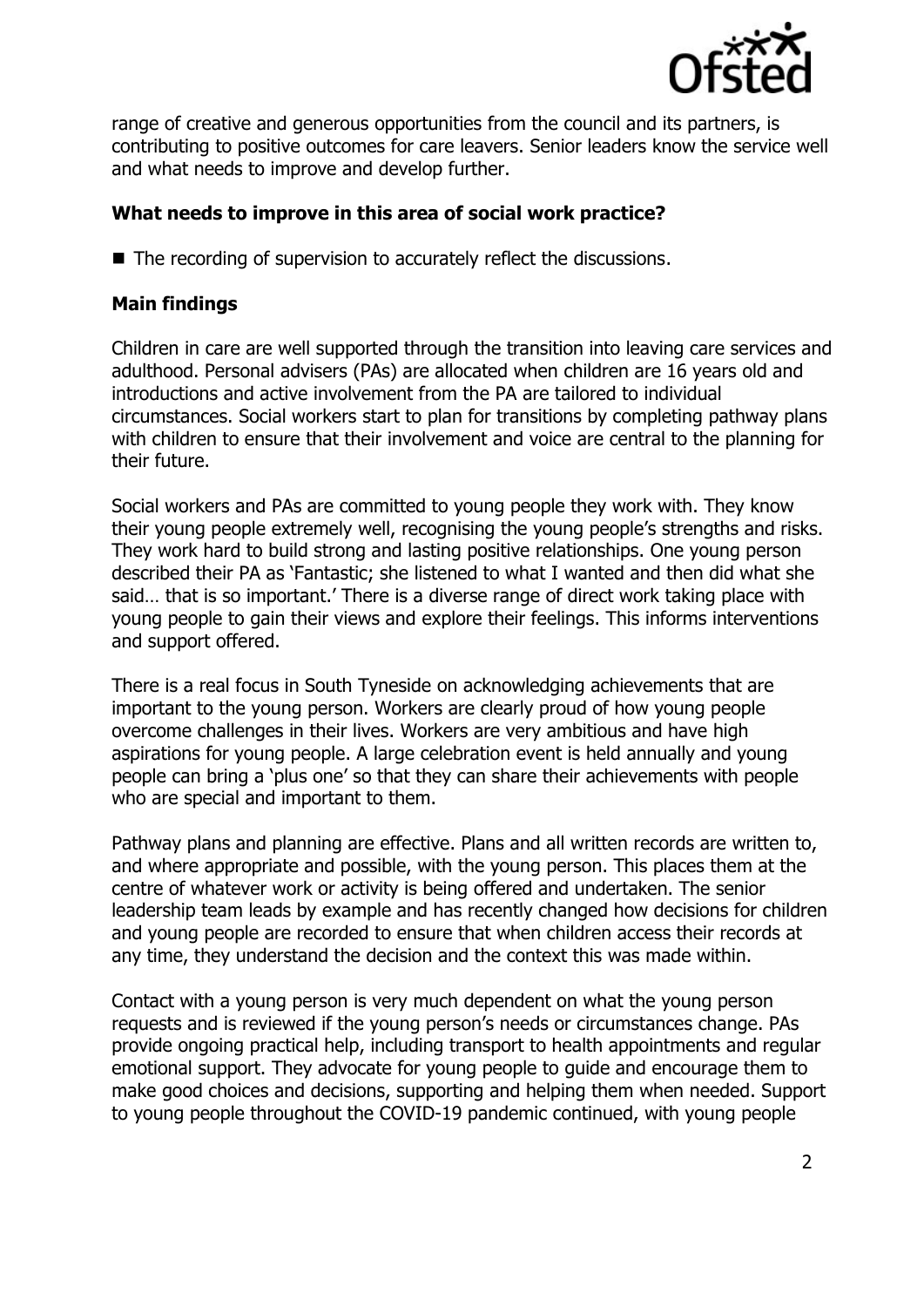range of creative and generous opportunities from the council and its partners, is contributing to positive outcomes for care leavers. Senior leaders know the service well and what needs to improve and develop further.

### What needs to improve in this area of social work practice?

- The recording of supervision to accurately reflect the discussions.

### Main findings

Children in care are well supported through the transition into leaving care services and adulthood. Personal advisers (PAs) are allocated when children are 16 years old and introductions and active involvement from the PA are tailored to individual circumstances. Social workers start to plan for transitions by completing pathway plans with children to ensure that their involvement and voice are central to the planning for their future.

Social workers and PAs are committed to young people they work with. They know their young people extremely well, recognising the young people's strengths and risks. They work hard to build strong and lasting positive relationships. One young person described their PA as 'Fantastic; she listened to what I wanted and then did what she said… that is so important.' There is a diverse range of direct work taking place with young people to gain their views and explore their feelings. This informs interventions and support offered.

There is a real focus in South Tyneside on acknowledging achievements that are important to the young person. Workers are clearly proud of how young people overcome challenges in their lives. Workers are very ambitious and have high aspirations for young people. A large celebration event is held annually and young people can bring a 'plus one' so that they can share their achievements with people who are special and important to them.

Pathway plans and planning are effective. Plans and all written records are written to, and where appropriate and possible, with the young person. This places them at the centre of whatever work or activity is being offered and undertaken. The senior leadership team leads by example and has recently changed how decisions for children and young people are recorded to ensure that when children access their records at any time, they understand the decision and the context this was made within.

Contact with a young person is very much dependent on what the young person requests and is reviewed if the young person's needs or circumstances change. PAs provide ongoing practical help, including transport to health appointments and regular emotional support. They advocate for young people to guide and encourage them to make good choices and decisions, supporting and helping them when needed. Support to young people throughout the COVID-19 pandemic continued, with young people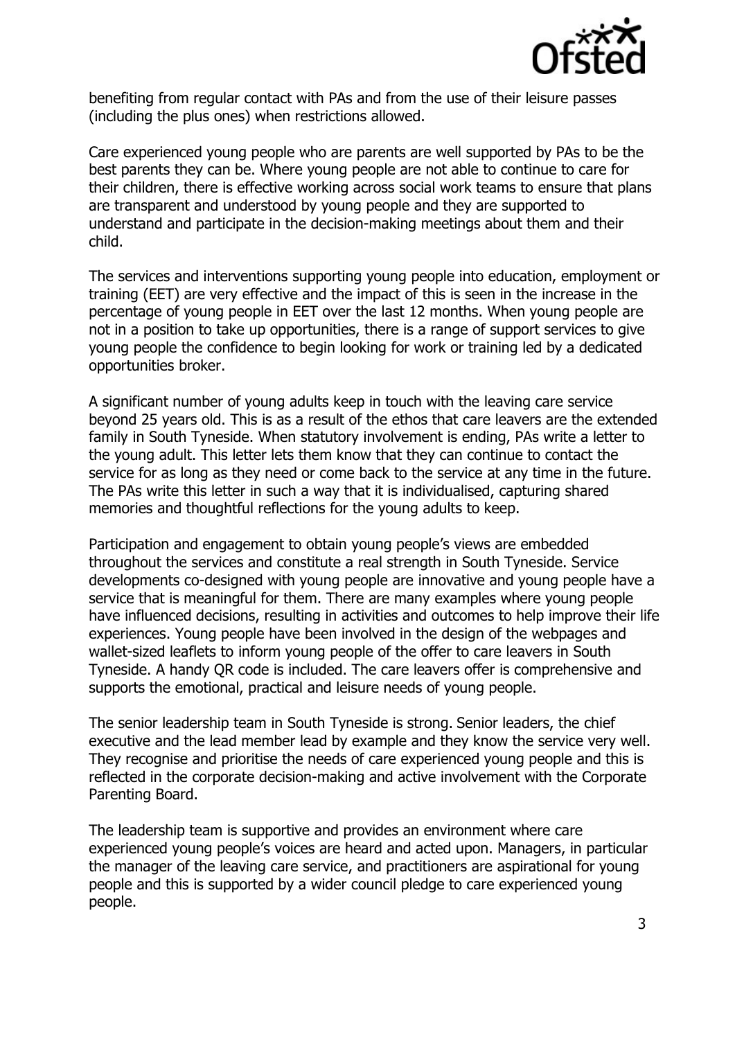benefiting from regular contact with PAs and from the use of their leisure passes (including the plus ones) when restrictions allowed.

Care experienced young people who are parents are well supported by PAs to be the best parents they can be. Where young people are not able to continue to care for their children, there is effective working across social work teams to ensure that plans are transparent and understood by young people and they are supported to understand and participate in the decision-making meetings about them and their child.

The services and interventions supporting young people into education, employment or training (EET) are very effective and the impact of this is seen in the increase in the percentage of young people in EET over the last 12 months. When young people are not in a position to take up opportunities, there is a range of support services to give young people the confidence to begin looking for work or training led by a dedicated opportunities broker.

A significant number of young adults keep in touch with the leaving care service beyond 25 years old. This is as a result of the ethos that care leavers are the extended family in South Tyneside. When statutory involvement is ending, PAs write a letter to the young adult. This letter lets them know that they can continue to contact the service for as long as they need or come back to the service at any time in the future. The PAs write this letter in such a way that it is individualised, capturing shared memories and thoughtful reflections for the young adults to keep.

Participation and engagement to obtain young people's views are embedded throughout the services and constitute a real strength in South Tyneside. Service developments co-designed with young people are innovative and young people have a service that is meaningful for them. There are many examples where young people have influenced decisions, resulting in activities and outcomes to help improve their life experiences. Young people have been involved in the design of the webpages and wallet-sized leaflets to inform young people of the offer to care leavers in South Tyneside. A handy QR code is included. The care leavers offer is comprehensive and supports the emotional, practical and leisure needs of young people.

The senior leadership team in South Tyneside is strong. Senior leaders, the chief executive and the lead member lead by example and they know the service very well. They recognise and prioritise the needs of care experienced young people and this is reflected in the corporate decision-making and active involvement with the Corporate Parenting Board.

The leadership team is supportive and provides an environment where care experienced young people's voices are heard and acted upon. Managers, in particular the manager of the leaving care service, and practitioners are aspirational for young people and this is supported by a wider council pledge to care experienced young people.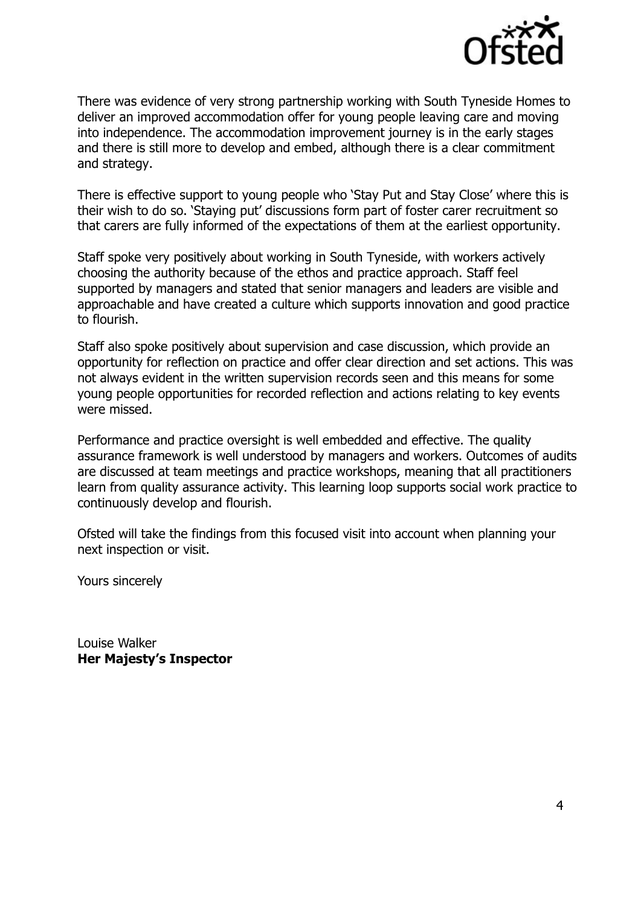There was evidence of very strong partnership working with South Tyneside Homes to deliver an improved accommodation offer for young people leaving care and moving into independence. The accommodation improvement journey is in the early stages and there is still more to develop and embed, although there is a clear commitment and strategy.

There is effective support to young people who 'Stay Put and Stay Close' where this is their wish to do so. 'Staying put' discussions form part of foster carer recruitment so that carers are fully informed of the expectations of them at the earliest opportunity.

Staff spoke very positively about working in South Tyneside, with workers actively choosing the authority because of the ethos and practice approach. Staff feel supported by managers and stated that senior managers and leaders are visible and approachable and have created a culture which supports innovation and good practice to flourish.

Staff also spoke positively about supervision and case discussion, which provide an opportunity for reflection on practice and offer clear direction and set actions. This was not always evident in the written supervision records seen and this means for some young people opportunities for recorded reflection and actions relating to key events were missed.

Performance and practice oversight is well embedded and effective. The quality assurance framework is well understood by managers and workers. Outcomes of audits are discussed at team meetings and practice workshops, meaning that all practitioners learn from quality assurance activity. This learning loop supports social work practice to continuously develop and flourish.

Ofsted will take the findings from this focused visit into account when planning your next inspection or visit.

Yours sincerely

Louise Walker
**Her Majesty's Inspector**